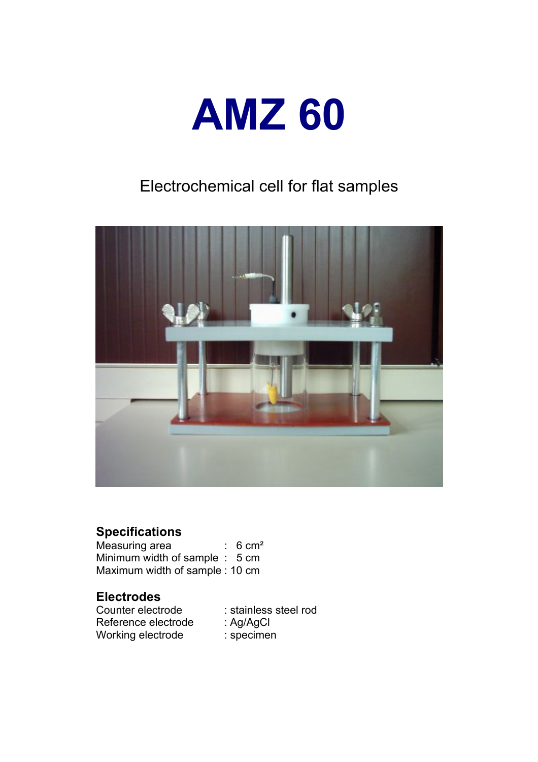# AMZ 60

Electrochemical cell for flat samples

## Specifications

| | |
|---|---|
| Measuring area | : 6 cm² |
| Minimum width of sample | : 5 cm |
| Maximum width of sample | : 10 cm |

## Electrodes

| | |
|---|---|
| Counter electrode | : stainless steel rod |
| Reference electrode | : Ag/AgCl |
| Working electrode | : specimen |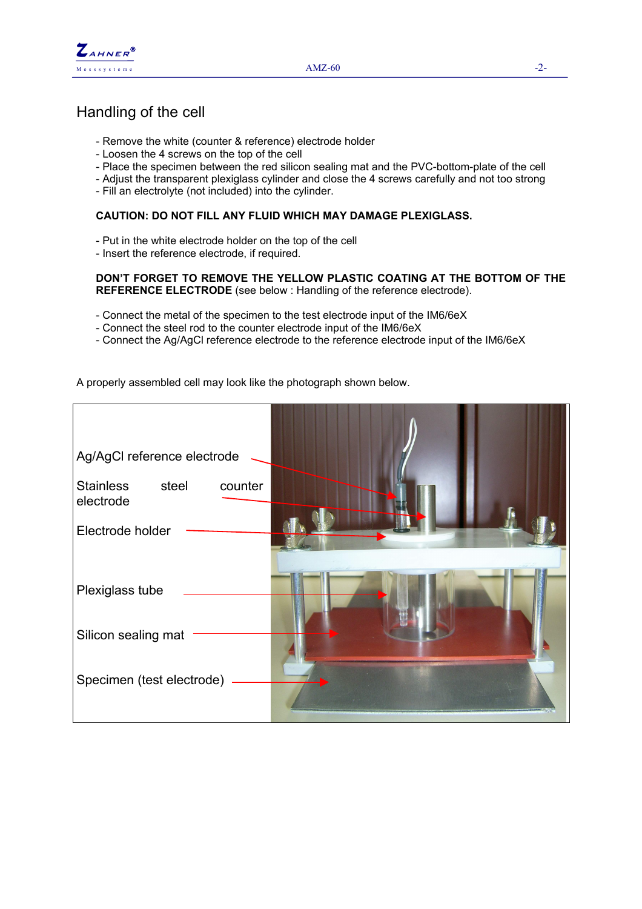## Handling of the cell

- Remove the white (counter & reference) electrode holder
- Loosen the 4 screws on the top of the cell
- Place the specimen between the red silicon sealing mat and the PVC-bottom-plate of the cell
- Adjust the transparent plexiglass cylinder and close the 4 screws carefully and not too strong
- Fill an electrolyte (not included) into the cylinder.

**CAUTION: DO NOT FILL ANY FLUID WHICH MAY DAMAGE PLEXIGLASS.**

- Put in the white electrode holder on the top of the cell
- Insert the reference electrode, if required.

**DON'T FORGET TO REMOVE THE YELLOW PLASTIC COATING AT THE BOTTOM OF THE REFERENCE ELECTRODE** (see below : Handling of the reference electrode).

- Connect the metal of the specimen to the test electrode input of the IM6/6eX
- Connect the steel rod to the counter electrode input of the IM6/6eX
- Connect the Ag/AgCl reference electrode to the reference electrode input of the IM6/6eX

A properly assembled cell may look like the photograph shown below.

Ag/AgCl reference electrode

Stainless steel counter electrode

Electrode holder

Plexiglass tube

Silicon sealing mat

Specimen (test electrode)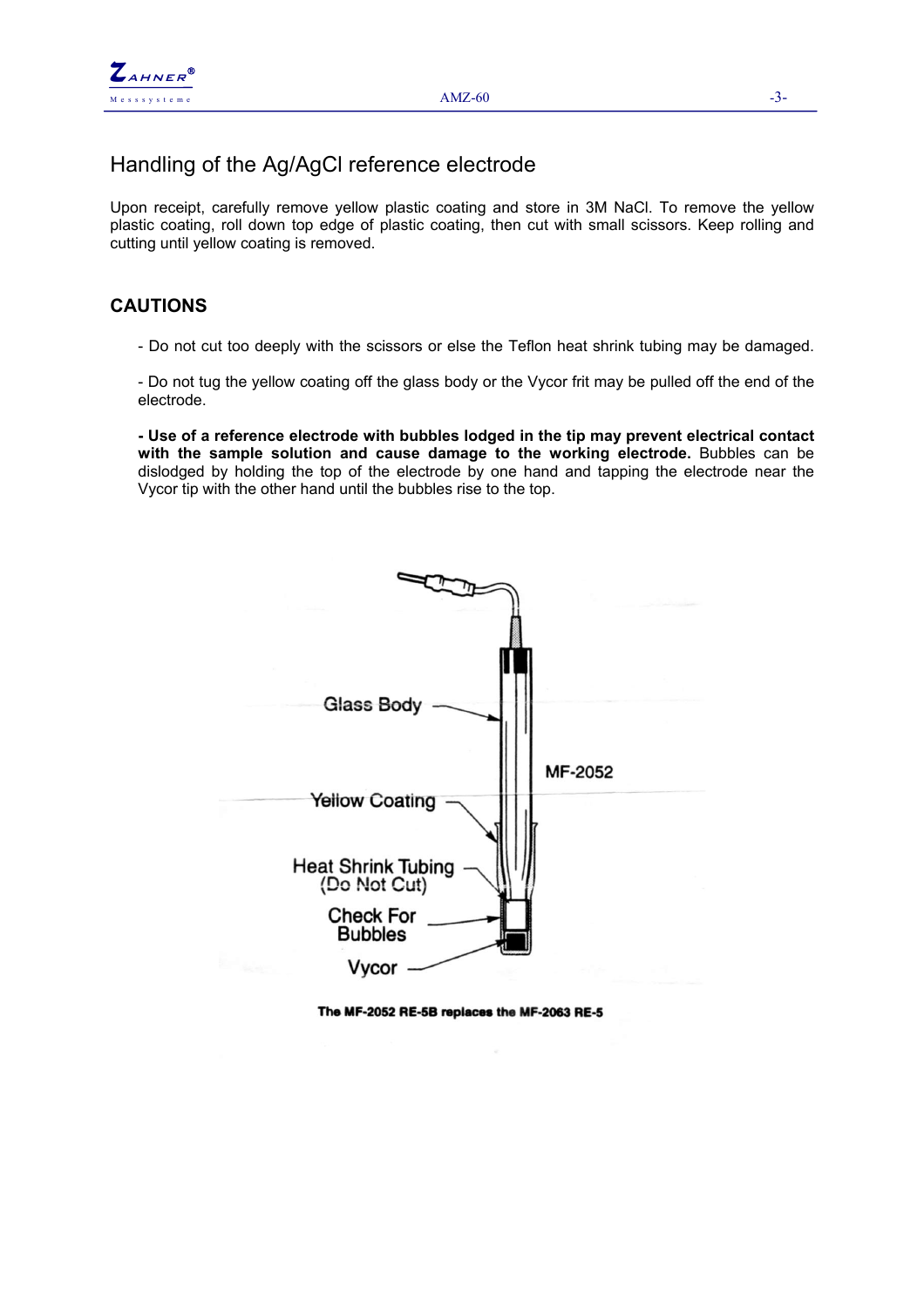## Handling of the Ag/AgCl reference electrode

Upon receipt, carefully remove yellow plastic coating and store in 3M NaCl. To remove the yellow plastic coating, roll down top edge of plastic coating, then cut with small scissors. Keep rolling and cutting until yellow coating is removed.

### CAUTIONS

- Do not cut too deeply with the scissors or else the Teflon heat shrink tubing may be damaged.

- Do not tug the yellow coating off the glass body or the Vycor frit may be pulled off the end of the electrode.

- **Use of a reference electrode with bubbles lodged in the tip may prevent electrical contact with the sample solution and cause damage to the working electrode.** Bubbles can be dislodged by holding the top of the electrode by one hand and tapping the electrode near the Vycor tip with the other hand until the bubbles rise to the top.

Glass Body

MF-2052

Yellow Coating

Heat Shrink Tubing (Do Not Cut)

Check For Bubbles

Vycor

**The MF-2052 RE-5B replaces the MF-2063 RE-5**